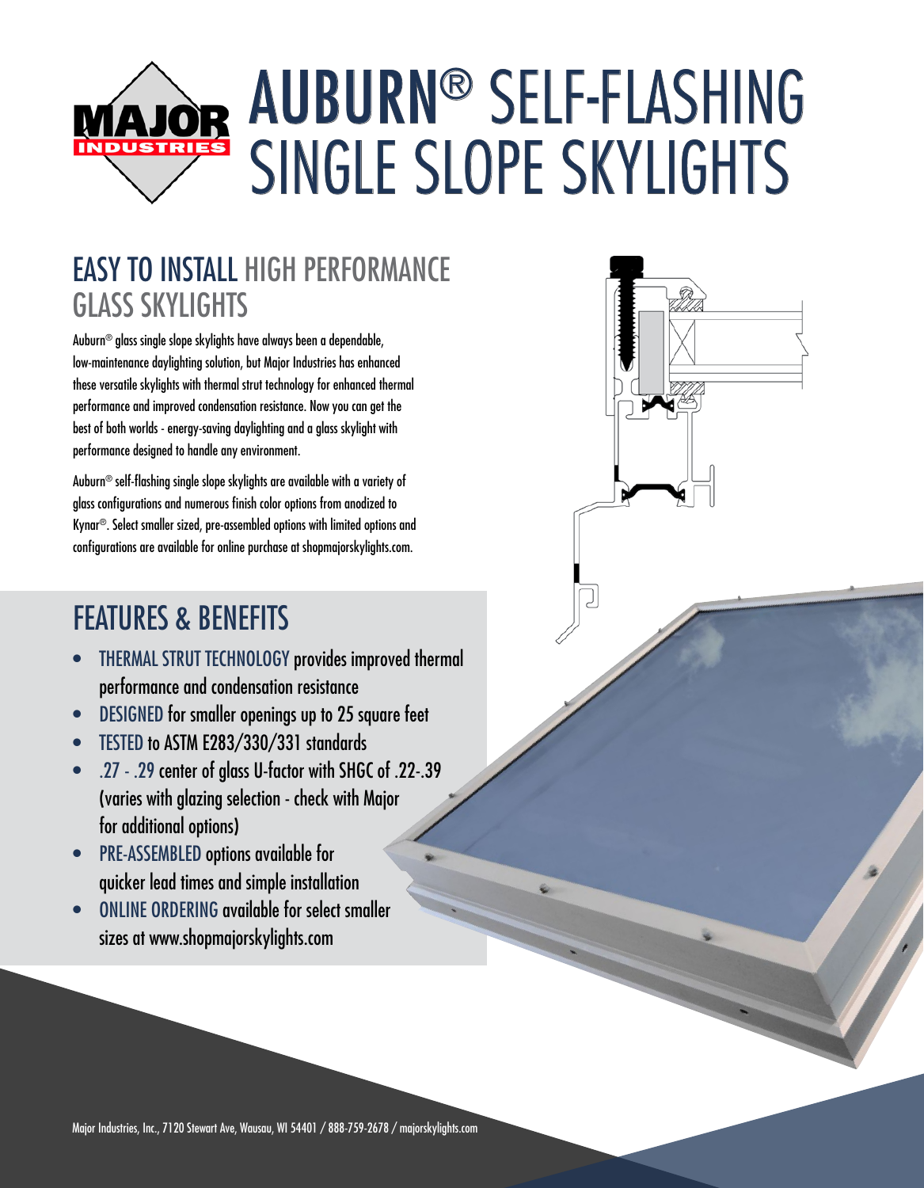# AUBURN® SELF-FLASHING SINGLE SLOPE SKYLIGHTS

## EASY TO INSTALL HIGH PERFORMANCE GLASS SKYLIGHTS

Auburn® glass single slope skylights have always been a dependable, low-maintenance daylighting solution, but Major Industries has enhanced these versatile skylights with thermal strut technology for enhanced thermal performance and improved condensation resistance. Now you can get the best of both worlds - energy-saving daylighting and a glass skylight with performance designed to handle any environment.

Auburn® self-flashing single slope skylights are available with a variety of glass configurations and numerous finish color options from anodized to Kynar®. Select smaller sized, pre-assembled options with limited options and configurations are available for online purchase at shopmajorskylights.com.

## FEATURES & BENEFITS

- THERMAL STRUT TECHNOLOGY provides improved thermal performance and condensation resistance
- DESIGNED for smaller openings up to 25 square feet
- TESTED to ASTM E283/330/331 standards
- .27 - .29 center of glass U-factor with SHGC of .22-.39 (varies with glazing selection - check with Major for additional options)
- PRE-ASSEMBLED options available for quicker lead times and simple installation
- ONLINE ORDERING available for select smaller sizes at www.shopmajorskylights.com

Major Industries, Inc., 7120 Stewart Ave, Wausau, WI 54401 / 888-759-2678 / majorskylights.com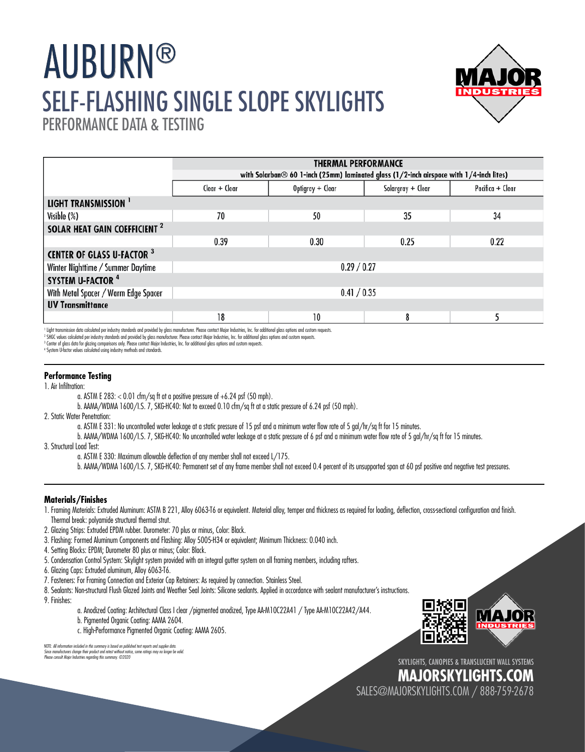# AUBURN®

## SELF-FLASHING SINGLE SLOPE SKYLIGHTS

### PERFORMANCE DATA & TESTING

| | THERMAL PERFORMANCE with Solarban® 60 1-inch (25mm) laminated glass (1/2-inch airspace with 1/4-inch lites) | | | |
|---|---|---|---|---|
| | Clear + Clear | Optigray + Clear | Solargray + Clear | Pacifica + Clear |
| **LIGHT TRANSMISSION** [1] | | | | |
| Visible (%) | 70 | 50 | 35 | 34 |
| **SOLAR HEAT GAIN COEFFICIENT** [2] | | | | |
| | 0.39 | 0.30 | 0.25 | 0.22 |
| **CENTER OF GLASS U-FACTOR** [3] | | | | |
| Winter Nighttime / Summer Daytime | 0.29 / 0.27 | | | |
| **SYSTEM U-FACTOR** [4] | | | | |
| With Metal Spacer / Warm Edge Spacer | 0.41 / 0.35 | | | |
| **UV Transmittance** | | | | |
| | 18 | 10 | 8 | 5 |

[1] Light transmission data calculated per industry standards and provided by glass manufacturer. Please contact Major Industries, Inc. for additional glass options and custom requests.
[2] SHGC values calculated per industry standards and provided by glass manufacturer. Please contact Major Industries, Inc. for additional glass options and custom requests.
[3] Center of glass data for glazing comparisons only. Please contact Major Industries, Inc. for additional glass options and custom requests.
[4] System U-factor values calculated using industry methods and standards.

### Performance Testing

1. Air Infiltration:
   a. ASTM E 283: < 0.01 cfm/sq ft at a positive pressure of +6.24 psf (50 mph).
   b. AAMA/WDMA 1600/I.S. 7, SKG-HC40: Not to exceed 0.10 cfm/sq ft at a static pressure of 6.24 psf (50 mph).
2. Static Water Penetration:
   a. ASTM E 331: No uncontrolled water leakage at a static pressure of 15 psf and a minimum water flow rate of 5 gal/hr/sq ft for 15 minutes.
   b. AAMA/WDMA 1600/I.S. 7, SKG-HC40: No uncontrolled water leakage at a static pressure of 6 psf and a minimum water flow rate of 5 gal/hr/sq ft for 15 minutes.
3. Structural Load Test:
   a. ASTM E 330: Maximum allowable deflection of any member shall not exceed L/175.
   b. AAMA/WDMA 1600/I.S. 7, SKG-HC40: Permanent set of any frame member shall not exceed 0.4 percent of its unsupported span at 60 psf positive and negative test pressures.

### Materials/Finishes

1. Framing Materials: Extruded Aluminum: ASTM B 221, Alloy 6063-T6 or equivalent. Material alloy, temper and thickness as required for loading, deflection, cross-sectional configuration and finish. Thermal break: polyamide structural thermal strut.
2. Glazing Strips: Extruded EPDM rubber. Durometer: 70 plus or minus, Color: Black.
3. Flashing: Formed Aluminum Components and Flashing: Alloy 5005-H34 or equivalent; Minimum Thickness: 0.040 inch.
4. Setting Blocks: EPDM; Durometer 80 plus or minus; Color: Black.
5. Condensation Control System: Skylight system provided with an integral gutter system on all framing members, including rafters.
6. Glazing Caps: Extruded aluminum, Alloy 6063-T6.
7. Fasteners: For Framing Connection and Exterior Cap Retainers: As required by connection. Stainless Steel.
8. Sealants: Non-structural Flush Glazed Joints and Weather Seal Joints: Silicone sealants. Applied in accordance with sealant manufacturer's instructions.
9. Finishes:
   a. Anodized Coating: Architectural Class I clear /pigmented anodized, Type AA-M10C22A41 / Type AA-M10C22A42/A44.
   b. Pigmented Organic Coating: AAMA 2604.
   c. High-Performance Pigmented Organic Coating: AAMA 2605.

*NOTE: All information included in this summary is based on published test reports and supplier data. Since manufacturers change their product and retest without notice, some ratings may no longer be valid. Please consult Major Industries regarding this summary. ©2020*

SKYLIGHTS, CANOPIES & TRANSLUCENT WALL SYSTEMS

**MAJORSKYLIGHTS.COM**

SALES@MAJORSKYLIGHTS.COM / 888-759-2678